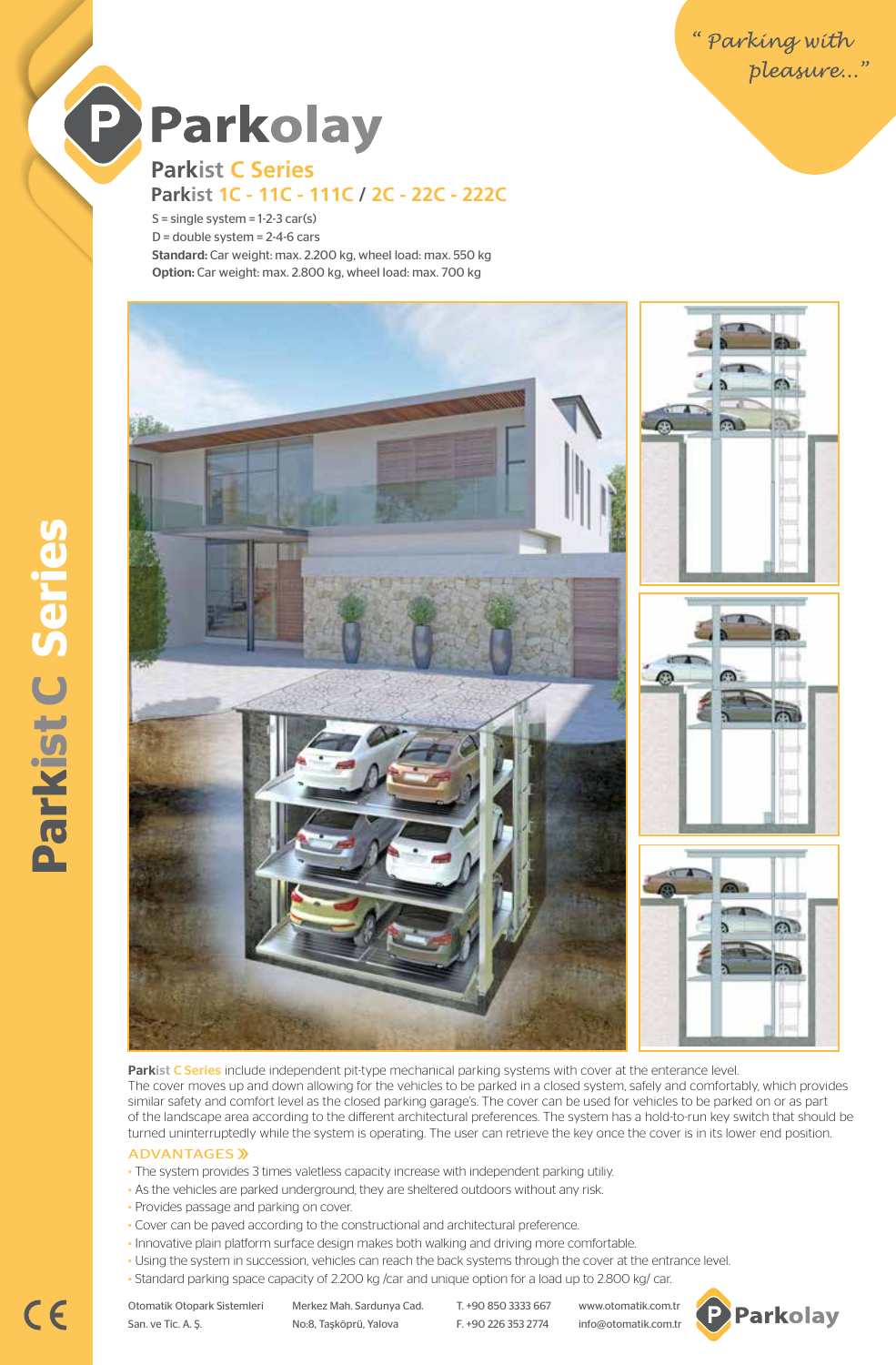*" Parking with pleasure..."*

# Parkolay

## Parkist C Series

### Parkist 1C - 11C - 111C / 2C - 22C - 222C

S = single system = 1-2-3 car(s)
D = double system = 2-4-6 cars
**Standard:** Car weight: max. 2.200 kg, wheel load: max. 550 kg
**Option:** Car weight: max. 2.800 kg, wheel load: max. 700 kg

**Parkist C Series** include independent pit-type mechanical parking systems with cover at the enterance level. The cover moves up and down allowing for the vehicles to be parked in a closed system, safely and comfortably, which provides similar safety and comfort level as the closed parking garage's. The cover can be used for vehicles to be parked on or as part of the landscape area according to the different architectural preferences. The system has a hold-to-run key switch that should be turned uninterruptedly while the system is operating. The user can retrieve the key once the cover is in its lower end position.

**ADVANTAGES »**

- The system provides 3 times valetless capacity increase with independent parking utiliy.
- As the vehicles are parked underground, they are sheltered outdoors without any risk.
- Provides passage and parking on cover.
- Cover can be paved according to the constructional and architectural preference.
- Innovative plain platform surface design makes both walking and driving more comfortable.
- Using the system in succession, vehicles can reach the back systems through the cover at the entrance level.
- Standard parking space capacity of 2.200 kg /car and unique option for a load up to 2.800 kg/ car.

Otomatik Otopark Sistemleri San. ve Tic. A. Ş. | Merkez Mah. Sardunya Cad. No:8, Taşköprü, Yalova | T. +90 850 3333 667 F. +90 226 353 2774 | www.otomatik.com.tr info@otomatik.com.tr

Parkolay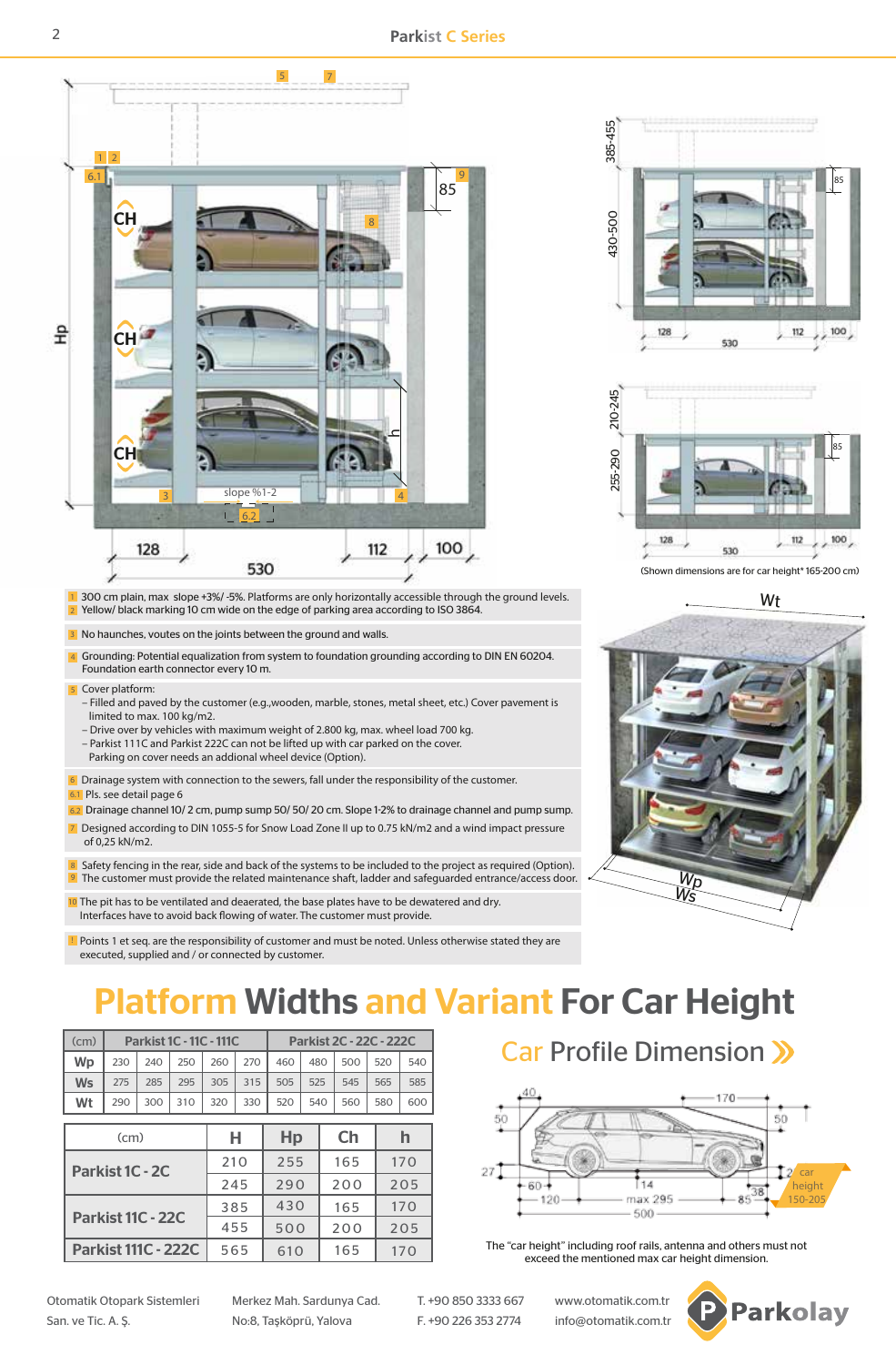(Shown dimensions are for car height* 165-200 cm)

1 300 cm plain, max slope +3%/ -5%. Platforms are only horizontally accessible through the ground levels.
2 Yellow/ black marking 10 cm wide on the edge of parking area according to ISO 3864.

3 No haunches, voutes on the joints between the ground and walls.

4 Grounding: Potential equalization from system to foundation grounding according to DIN EN 60204. Foundation earth connector every 10 m.

5 Cover platform:
– Filled and paved by the customer (e.g.,wooden, marble, stones, metal sheet, etc.) Cover pavement is limited to max. 100 kg/m2.
– Drive over by vehicles with maximum weight of 2.800 kg, max. wheel load 700 kg.
– Parkist 111C and Parkist 222C can not be lifted up with car parked on the cover.
Parking on cover needs an addional wheel device (Option).

6 Drainage system with connection to the sewers, fall under the responsibility of the customer.
6.1 Pls. see detail page 6
6.2 Drainage channel 10/ 2 cm, pump sump 50/ 50/ 20 cm. Slope 1-2% to drainage channel and pump sump.
7 Designed according to DIN 1055-5 for Snow Load Zone II up to 0.75 kN/m2 and a wind impact pressure of 0,25 kN/m2.

8 Safety fencing in the rear, side and back of the systems to be included to the project as required (Option).
9 The customer must provide the related maintenance shaft, ladder and safeguarded entrance/access door.

10 The pit has to be ventilated and deaerated, the base plates have to be dewatered and dry. Interfaces have to avoid back flowing of water. The customer must provide.

! Points 1 et seq. are the responsibility of customer and must be noted. Unless otherwise stated they are executed, supplied and / or connected by customer.

# Platform Widths and Variant For Car Height

| (cm) | Parkist 1C - 11C - 111C | | | | | Parkist 2C - 22C - 222C | | | | |
|---|---|---|---|---|---|---|---|---|---|---|
| Wp | 230 | 240 | 250 | 260 | 270 | 460 | 480 | 500 | 520 | 540 |
| Ws | 275 | 285 | 295 | 305 | 315 | 505 | 525 | 545 | 565 | 585 |
| Wt | 290 | 300 | 310 | 320 | 330 | 520 | 540 | 560 | 580 | 600 |

| (cm) | H | Hp | Ch | h |
|---|---|---|---|---|
| Parkist 1C - 2C | 210 | 255 | 165 | 170 |
| | 245 | 290 | 200 | 205 |
| Parkist 11C - 22C | 385 | 430 | 165 | 170 |
| | 455 | 500 | 200 | 205 |
| Parkist 111C - 222C | 565 | 610 | 165 | 170 |

## Car Profile Dimension

The "car height" including roof rails, antenna and others must not exceed the mentioned max car height dimension.

Otomatik Otopark Sistemleri San. ve Tic. A. Ş. | Merkez Mah. Sardunya Cad. No:8, Taşköprü, Yalova | T. +90 850 3333 667 F. +90 226 353 2774 | www.otomatik.com.tr info@otomatik.com.tr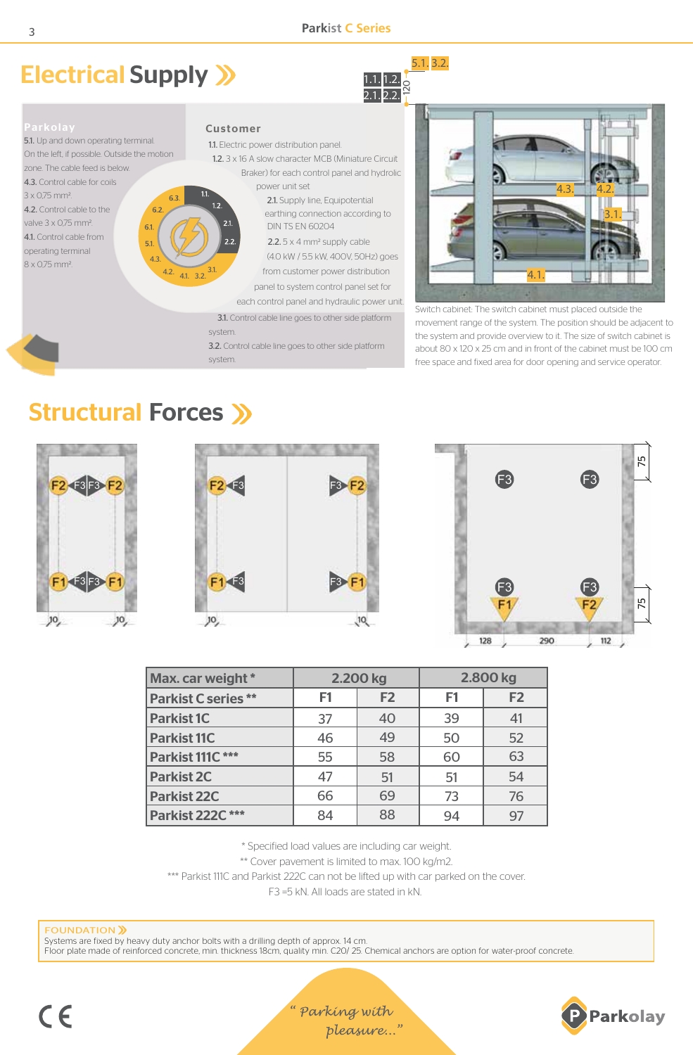## Electrical Supply »

**Parkolay**

**5.1.** Up and down operating terminal. On the left, if possible. Outside the motion zone. The cable feed is below.

**4.3.** Control cable for coils 3 x 0,75 mm².

**4.2.** Control cable to the valve 3 x 0,75 mm².

**4.1.** Control cable from operating terminal 8 x 0,75 mm².

**Customer**

**1.1.** Electric power distribution panel.

**1.2.** 3 x 16 A slow character MCB (Miniature Circuit Braker) for each control panel and hydrolic power unit set

**2.1.** Supply line, Equipotential earthing connection according to DIN TS EN 60204

**2.2.** 5 x 4 mm² supply cable (4.0 kW / 5.5 kW, 400V, 50Hz) goes from customer power distribution panel to system control panel set for each control panel and hydraulic power unit.

**3.1.** Control cable line goes to other side platform system.

**3.2.** Control cable line goes to other side platform system.

Switch cabinet: The switch cabinet must placed outside the movement range of the system. The position should be adjacent to the system and provide overview to it. The size of switch cabinet is about 80 x 120 x 25 cm and in front of the cabinet must be 100 cm free space and fixed area for door opening and service operator.

## Structural Forces »

| Max. car weight * | 2.200 kg | | 2.800 kg | |
|---|---|---|---|---|
| Parkist C series ** | F1 | F2 | F1 | F2 |
| Parkist 1C | 37 | 40 | 39 | 41 |
| Parkist 11C | 46 | 49 | 50 | 52 |
| Parkist 111C *** | 55 | 58 | 60 | 63 |
| Parkist 2C | 47 | 51 | 51 | 54 |
| Parkist 22C | 66 | 69 | 73 | 76 |
| Parkist 222C *** | 84 | 88 | 94 | 97 |

\* Specified load values are including car weight.

** Cover pavement is limited to max. 100 kg/m2.

*** Parkist 111C and Parkist 222C can not be lifted up with car parked on the cover.

F3 =5 kN. All loads are stated in kN.

**FOUNDATION »**

Systems are fixed by heavy duty anchor bolts with a drilling depth of approx. 14 cm.
Floor plate made of reinforced concrete, min. thickness 18cm, quality min. C20/ 25. Chemical anchors are option for water-proof concrete.

*" Parking with pleasure..."*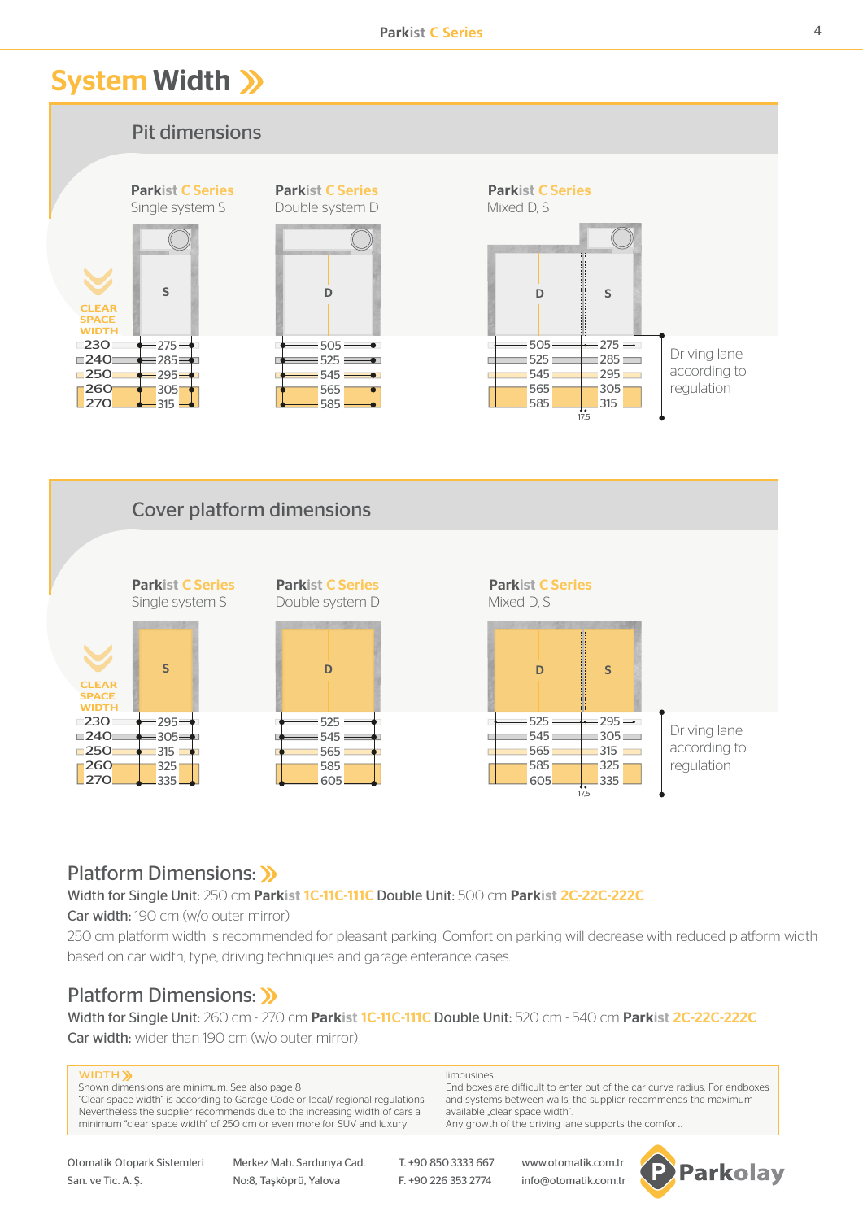# System Width

## Pit dimensions

**Parkist C Series** Single system S

**Parkist C Series** Double system D

**Parkist C Series** Mixed D, S

| CLEAR SPACE WIDTH | Single system S | Double system D | Mixed D, S (D) | Mixed D, S (S) |
|---|---|---|---|---|
| 230 | 275 | 505 | 505 | 275 |
| 240 | 285 | 525 | 525 | 285 |
| 250 | 295 | 545 | 545 | 295 |
| 260 | 305 | 565 | 565 | 305 |
| 270 | 315 | 585 | 585 | 315 |

17,5

Driving lane according to regulation

## Cover platform dimensions

**Parkist C Series** Single system S

**Parkist C Series** Double system D

**Parkist C Series** Mixed D, S

| CLEAR SPACE WIDTH | Single system S | Double system D | Mixed D, S (D) | Mixed D, S (S) |
|---|---|---|---|---|
| 230 | 295 | 525 | 525 | 295 |
| 240 | 305 | 545 | 545 | 305 |
| 250 | 315 | 565 | 565 | 315 |
| 260 | 325 | 585 | 585 | 325 |
| 270 | 335 | 605 | 605 | 335 |

17,5

Driving lane according to regulation

## Platform Dimensions:

Width for Single Unit: 250 cm **Parkist** 1C-11C-111C Double Unit: 500 cm **Parkist** 2C-22C-222C

Car width: 190 cm (w/o outer mirror)

250 cm platform width is recommended for pleasant parking. Comfort on parking will decrease with reduced platform width based on car width, type, driving techniques and garage enterance cases.

## Platform Dimensions:

Width for Single Unit: 260 cm - 270 cm **Parkist** 1C-11C-111C Double Unit: 520 cm - 540 cm **Parkist** 2C-22C-222C

Car width: wider than 190 cm (w/o outer mirror)

**WIDTH**

Shown dimensions are minimum. See also page 8

"Clear space width" is according to Garage Code or local/ regional regulations. Nevertheless the supplier recommends due to the increasing width of cars a minimum "clear space width" of 250 cm or even more for SUV and luxury limousines.

End boxes are difficult to enter out of the car curve radius. For endboxes and systems between walls, the supplier recommends the maximum available „clear space width".

Any growth of the driving lane supports the comfort.

Otomatik Otopark Sistemleri San. ve Tic. A. Ş. Merkez Mah. Sardunya Cad. No:8, Taşköprü, Yalova T. +90 850 3333 667 F. +90 226 353 2774 www.otomatik.com.tr info@otomatik.com.tr Parkolay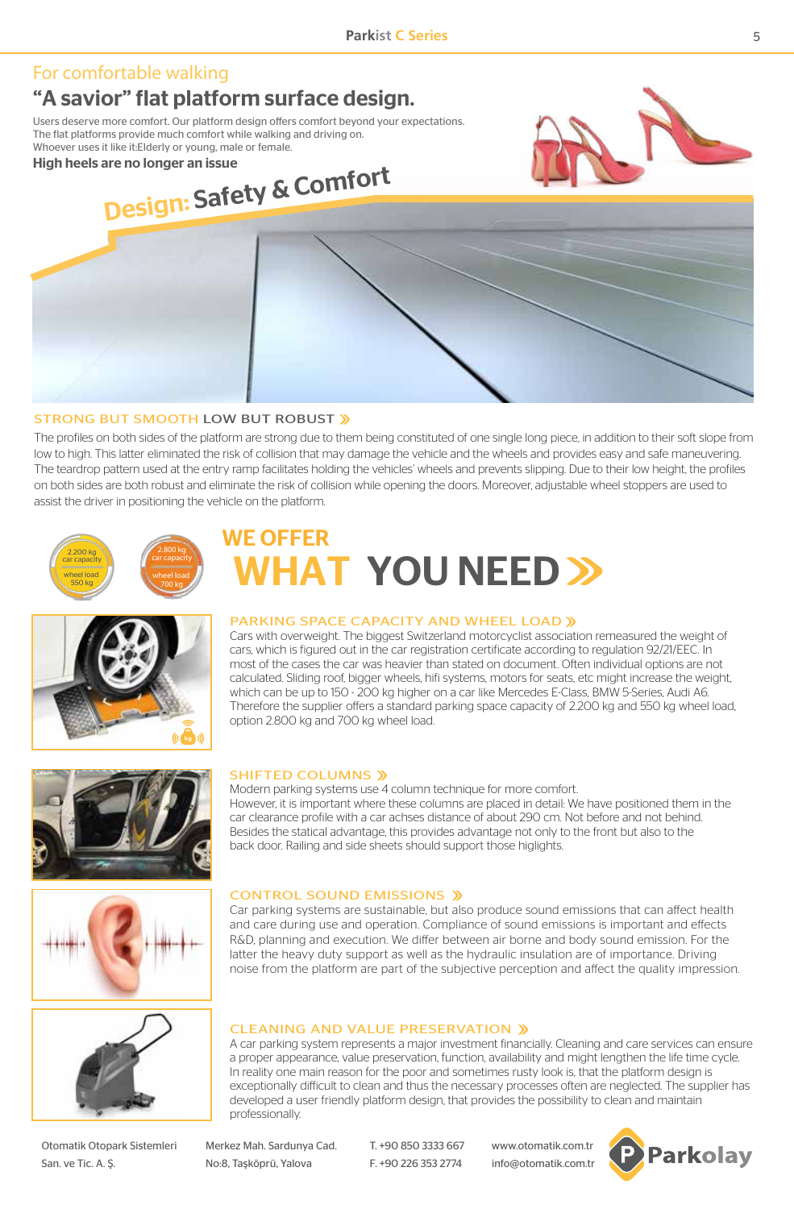For comfortable walking

## “A savior” flat platform surface design.

Users deserve more comfort. Our platform design offers comfort beyond your expectations.
The flat platforms provide much comfort while walking and driving on.
Whoever uses it like it:Elderly or young, male or female.

**High heels are no longer an issue**

**Design: Safety & Comfort**

### STRONG BUT SMOOTH LOW BUT ROBUST »

The profiles on both sides of the platform are strong due to them being constituted of one single long piece, in addition to their soft slope from low to high. This latter eliminated the risk of collision that may damage the vehicle and the wheels and provides easy and safe maneuvering. The teardrop pattern used at the entry ramp facilitates holding the vehicles' wheels and prevents slipping. Due to their low height, the profiles on both sides are both robust and eliminate the risk of collision while opening the doors. Moreover, adjustable wheel stoppers are used to assist the driver in positioning the vehicle on the platform.

2.200 kg car capacity, wheel load 550 kg

2.800 kg car capacity, wheel load 700 kg

## WE OFFER WHAT YOU NEED »

### PARKING SPACE CAPACITY AND WHEEL LOAD »

Cars with overweight. The biggest Switzerland motorcyclist association remeasured the weight of cars, which is figured out in the car registration certificate according to regulation 92/21/EEC. In most of the cases the car was heavier than stated on document. Often individual options are not calculated. Sliding roof, bigger wheels, hifi systems, motors for seats, etc might increase the weight, which can be up to 150 - 200 kg higher on a car like Mercedes E-Class, BMW 5-Series, Audi A6. Therefore the supplier offers a standard parking space capacity of 2.200 kg and 550 kg wheel load, option 2.800 kg and 700 kg wheel load.

### SHIFTED COLUMNS »

Modern parking systems use 4 column technique for more comfort.
However, it is important where these columns are placed in detail: We have positioned them in the car clearance profile with a car achses distance of about 290 cm. Not before and not behind. Besides the statical advantage, this provides advantage not only to the front but also to the back door. Railing and side sheets should support those higlights.

### CONTROL SOUND EMISSIONS »

Car parking systems are sustainable, but also produce sound emissions that can affect health and care during use and operation. Compliance of sound emissions is important and effects R&D, planning and execution. We differ between air borne and body sound emission. For the latter the heavy duty support as well as the hydraulic insulation are of importance. Driving noise from the platform are part of the subjective perception and affect the quality impression.

### CLEANING AND VALUE PRESERVATION »

A car parking system represents a major investment financially. Cleaning and care services can ensure a proper appearance, value preservation, function, availability and might lengthen the life time cycle. In reality one main reason for the poor and sometimes rusty look is, that the platform design is exceptionally difficult to clean and thus the necessary processes often are neglected. The supplier has developed a user friendly platform design, that provides the possibility to clean and maintain professionally.

Otomatik Otopark Sistemleri San. ve Tic. A. Ş. | Merkez Mah. Sardunya Cad. No:8, Taşköprü, Yalova | T. +90 850 3333 667 F. +90 226 353 2774 | www.otomatik.com.tr info@otomatik.com.tr | Parkolay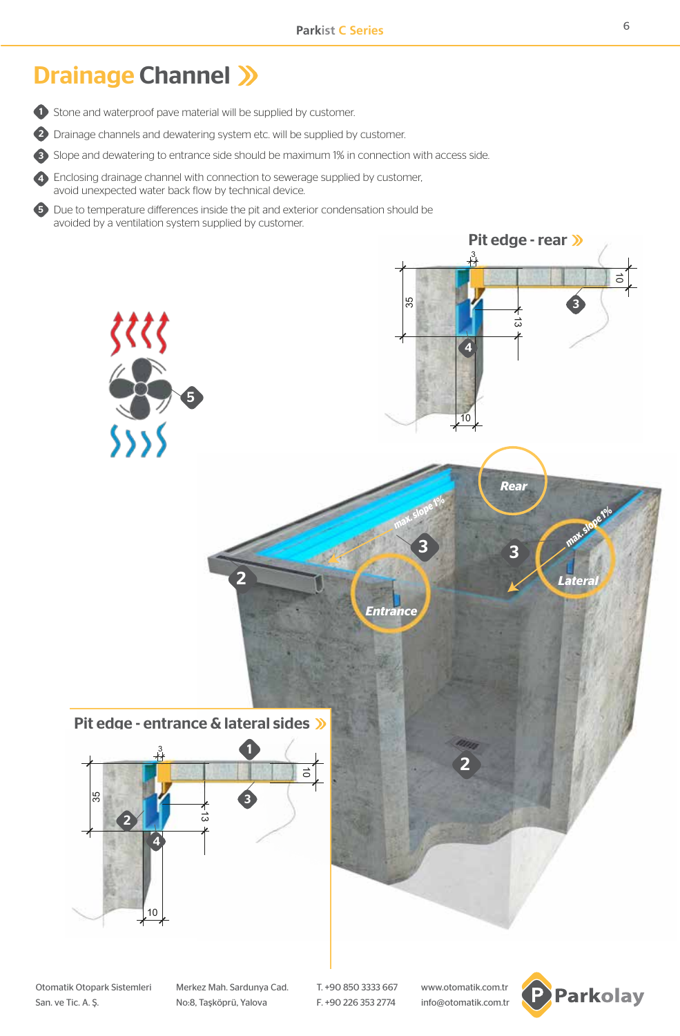# Drainage Channel »

1. Stone and waterproof pave material will be supplied by customer.
2. Drainage channels and dewatering system etc. will be supplied by customer.
3. Slope and dewatering to entrance side should be maximum 1% in connection with access side.
4. Enclosing drainage channel with connection to sewerage supplied by customer, avoid unexpected water back flow by technical device.
5. Due to temperature differences inside the pit and exterior condensation should be avoided by a ventilation system supplied by customer.

## Pit edge - rear »

## Pit edge - entrance & lateral sides »

Otomatik Otopark Sistemleri
San. ve Tic. A. Ş.

Merkez Mah. Sardunya Cad.
No:8, Taşköprü, Yalova

T. +90 850 3333 667
F. +90 226 353 2774

www.otomatik.com.tr
info@otomatik.com.tr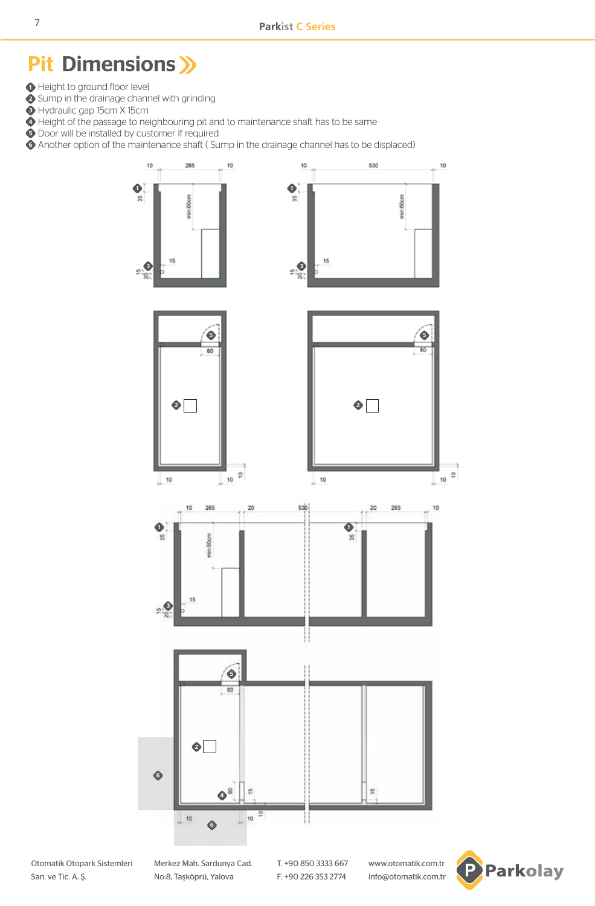# Pit Dimensions

1. Height to ground floor level
2. Sump in the drainage channel with grinding
3. Hydraulic gap 15cm X 15cm
4. Height of the passage to neighbouring pit and to maintenance shaft has to be same
5. Door will be installed by customer If required
6. Another option of the maintenance shaft ( Sump in the drainage channel has to be displaced)

Otomatik Otopark Sistemleri San. ve Tic. A. Ş.

Merkez Mah. Sardunya Cad. No:8, Taşköprü, Yalova

T. +90 850 3333 667
F. +90 226 353 2774

www.otomatik.com.tr
info@otomatik.com.tr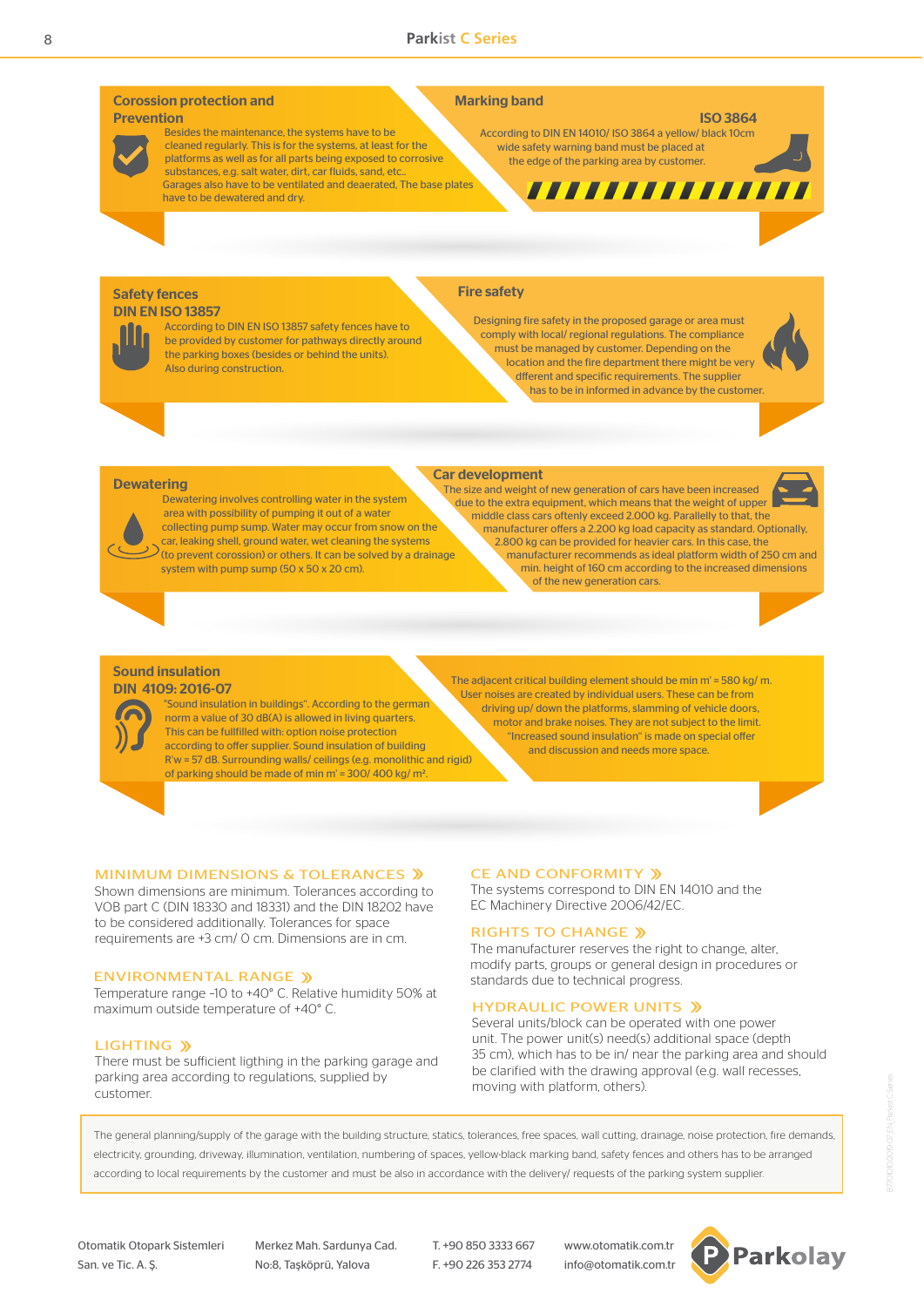## Corossion protection and Prevention

Besides the maintenance, the systems have to be cleaned regularly. This is for the systems, at least for the platforms as well as for all parts being exposed to corrosive substances, e.g. salt water, dirt, car fluids, sand, etc.. Garages also have to be ventilated and deaerated. The base plates have to be dewatered and dry.

## Marking band

**ISO 3864**

According to DIN EN 14010/ ISO 3864 a yellow/ black 10cm wide safety warning band must be placed at the edge of the parking area by customer.

## Safety fences DIN EN ISO 13857

According to DIN EN ISO 13857 safety fences have to be provided by customer for pathways directly around the parking boxes (besides or behind the units). Also during construction.

## Fire safety

Designing fire safety in the proposed garage or area must comply with local/ regional regulations. The compliance must be managed by customer. Depending on the location and the fire department there might be very different and specific requirements. The supplier has to be in informed in advance by the customer.

## Dewatering

Dewatering involves controlling water in the system area with possibility of pumping it out of a water collecting pump sump. Water may occur from snow on the car, leaking shell, ground water, wet cleaning the systems (to prevent corossion) or others. It can be solved by a drainage system with pump sump (50 x 50 x 20 cm).

## Car development

The size and weight of new generation of cars have been increased due to the extra equipment, which means that the weight of upper middle class cars oftenly exceed 2.000 kg. Parallelly to that, the manufacturer offers a 2.200 kg load capacity as standard. Optionally, 2.800 kg can be provided for heavier cars. In this case, the manufacturer recommends as ideal platform width of 250 cm and min. height of 160 cm according to the increased dimensions of the new generation cars.

## Sound insulation DIN 4109: 2016-07

"Sound insulation in buildings". According to the german norm a value of 30 dB(A) is allowed in living quarters. This can be fullfilled with: option noise protection according to offer supplier. Sound insulation of building R'w = 57 dB. Surrounding walls/ ceilings (e.g. monolithic and rigid) of parking should be made of min m' = 300/ 400 kg/ m².

The adjacent critical building element should be min m' = 580 kg/ m. User noises are created by individual users. These can be from driving up/ down the platforms, slamming of vehicle doors, motor and brake noises. They are not subject to the limit. "Increased sound insulation" is made on special offer and discussion and needs more space.

### MINIMUM DIMENSIONS & TOLERANCES »

Shown dimensions are minimum. Tolerances according to VOB part C (DIN 18330 and 18331) and the DIN 18202 have to be considered additionally. Tolerances for space requirements are +3 cm/ 0 cm. Dimensions are in cm.

### ENVIRONMENTAL RANGE »

Temperature range -10 to +40° C. Relative humidity 50% at maximum outside temperature of +40° C.

### LIGHTING »

There must be sufficient ligthing in the parking garage and parking area according to regulations, supplied by customer.

### CE AND CONFORMITY »

The systems correspond to DIN EN 14010 and the EC Machinery Directive 2006/42/EC.

### RIGHTS TO CHANGE »

The manufacturer reserves the right to change, alter, modify parts, groups or general design in procedures or standards due to technical progress.

### HYDRAULIC POWER UNITS »

Several units/block can be operated with one power unit. The power unit(s) need(s) additional space (depth 35 cm), which has to be in/ near the parking area and should be clarified with the drawing approval (e.g. wall recesses, moving with platform, others).

The general planning/supply of the garage with the building structure, statics, tolerances, free spaces, wall cutting, drainage, noise protection, fire demands, electricity, grounding, driveway, illumination, ventilation, numbering of spaces, yellow-black marking band, safety fences and others has to be arranged according to local requirements by the customer and must be also in accordance with the delivery/ requests of the parking system supplier.

Otomatik Otopark Sistemleri San. ve Tic. A. Ş.
Merkez Mah. Sardunya Cad. No:8, Taşköprü, Yalova
T. +90 850 3333 667
F. +90 226 353 2774
www.otomatik.com.tr
info@otomatik.com.tr
Parkolay